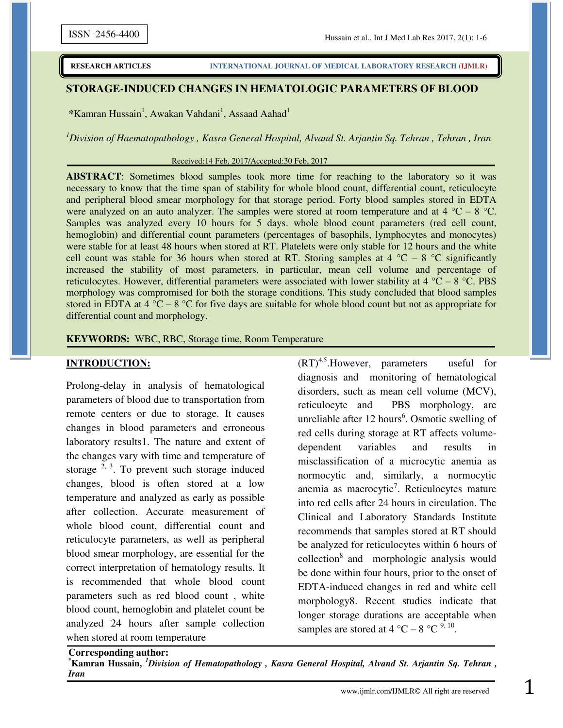ISSN 2456-4400

RESEARCH ARTICLES — INTERNATIONAL JOURNAL OF MEDICAL LABORATORY RESEARCH (IJMLR)

# STORAGE-INDUCED CHANGES IN HEMATOLOGIC PARAMETERS OF BLOOD

*Kamran Hussain[1], Awakan Vahdani[1], Assaad Aahad[1]

[1]*Division of Haematopathology , Kasra General Hospital, Alvand St. Arjantin Sq. Tehran , Tehran , Iran*

Received:14 Feb, 2017/Accepted:30 Feb, 2017

**ABSTRACT**: Sometimes blood samples took more time for reaching to the laboratory so it was necessary to know that the time span of stability for whole blood count, differential count, reticulocyte and peripheral blood smear morphology for that storage period. Forty blood samples stored in EDTA were analyzed on an auto analyzer. The samples were stored at room temperature and at 4 °C – 8 °C. Samples was analyzed every 10 hours for 5 days. whole blood count parameters (red cell count, hemoglobin) and differential count parameters (percentages of basophils, lymphocytes and monocytes) were stable for at least 48 hours when stored at RT. Platelets were only stable for 12 hours and the white cell count was stable for 36 hours when stored at RT. Storing samples at 4 °C – 8 °C significantly increased the stability of most parameters, in particular, mean cell volume and percentage of reticulocytes. However, differential parameters were associated with lower stability at 4 °C – 8 °C. PBS morphology was compromised for both the storage conditions. This study concluded that blood samples stored in EDTA at 4 °C – 8 °C for five days are suitable for whole blood count but not as appropriate for differential count and morphology.

**KEYWORDS:** WBC, RBC, Storage time, Room Temperature

## INTRODUCTION:

Prolong-delay in analysis of hematological parameters of blood due to transportation from remote centers or due to storage. It causes changes in blood parameters and erroneous laboratory results1. The nature and extent of the changes vary with time and temperature of storage [2, 3]. To prevent such storage induced changes, blood is often stored at a low temperature and analyzed as early as possible after collection. Accurate measurement of whole blood count, differential count and reticulocyte parameters, as well as peripheral blood smear morphology, are essential for the correct interpretation of hematology results. It is recommended that whole blood count parameters such as red blood count , white blood count, hemoglobin and platelet count be analyzed 24 hours after sample collection when stored at room temperature (RT)[4,5].However, parameters useful for diagnosis and monitoring of hematological disorders, such as mean cell volume (MCV), reticulocyte and PBS morphology, are unreliable after 12 hours[6]. Osmotic swelling of red cells during storage at RT affects volume-dependent variables and results in misclassification of a microcytic anemia as normocytic and, similarly, a normocytic anemia as macrocytic[7]. Reticulocytes mature into red cells after 24 hours in circulation. The Clinical and Laboratory Standards Institute recommends that samples stored at RT should be analyzed for reticulocytes within 6 hours of collection[8] and morphologic analysis would be done within four hours, prior to the onset of EDTA-induced changes in red and white cell morphology8. Recent studies indicate that longer storage durations are acceptable when samples are stored at 4 °C – 8 °C [9, 10].

**Corresponding author:**
*Kamran Hussain, [1]*Division of Hematopathology , Kasra General Hospital, Alvand St. Arjantin Sq. Tehran , Iran***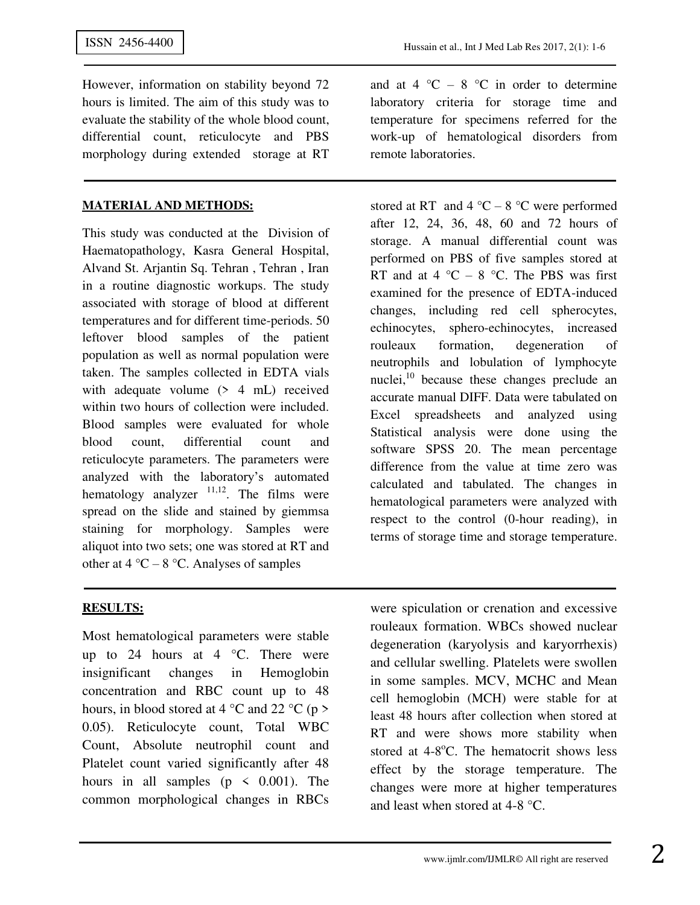However, information on stability beyond 72 hours is limited. The aim of this study was to evaluate the stability of the whole blood count, differential count, reticulocyte and PBS morphology during extended storage at RT and at 4 °C – 8 °C in order to determine laboratory criteria for storage time and temperature for specimens referred for the work-up of hematological disorders from remote laboratories.

## MATERIAL AND METHODS:

This study was conducted at the Division of Haematopathology, Kasra General Hospital, Alvand St. Arjantin Sq. Tehran , Tehran , Iran in a routine diagnostic workups. The study associated with storage of blood at different temperatures and for different time-periods. 50 leftover blood samples of the patient population as well as normal population were taken. The samples collected in EDTA vials with adequate volume (> 4 mL) received within two hours of collection were included. Blood samples were evaluated for whole blood count, differential count and reticulocyte parameters. The parameters were analyzed with the laboratory's automated hematology analyzer [11,12]. The films were spread on the slide and stained by giemmsa staining for morphology. Samples were aliquot into two sets; one was stored at RT and other at 4 °C – 8 °C. Analyses of samples stored at RT and 4 °C – 8 °C were performed after 12, 24, 36, 48, 60 and 72 hours of storage. A manual differential count was performed on PBS of five samples stored at RT and at 4 °C – 8 °C. The PBS was first examined for the presence of EDTA-induced changes, including red cell spherocytes, echinocytes, sphero-echinocytes, increased rouleaux formation, degeneration of neutrophils and lobulation of lymphocyte nuclei,[10] because these changes preclude an accurate manual DIFF. Data were tabulated on Excel spreadsheets and analyzed using Statistical analysis were done using the software SPSS 20. The mean percentage difference from the value at time zero was calculated and tabulated. The changes in hematological parameters were analyzed with respect to the control (0-hour reading), in terms of storage time and storage temperature.

## RESULTS:

Most hematological parameters were stable up to 24 hours at 4 °C. There were insignificant changes in Hemoglobin concentration and RBC count up to 48 hours, in blood stored at 4 °C and 22 °C ($p > 0.05$). Reticulocyte count, Total WBC Count, Absolute neutrophil count and Platelet count varied significantly after 48 hours in all samples ($p < 0.001$). The common morphological changes in RBCs were spiculation or crenation and excessive rouleaux formation. WBCs showed nuclear degeneration (karyolysis and karyorrhexis) and cellular swelling. Platelets were swollen in some samples. MCV, MCHC and Mean cell hemoglobin (MCH) were stable for at least 48 hours after collection when stored at RT and were shows more stability when stored at 4-8°C. The hematocrit shows less effect by the storage temperature. The changes were more at higher temperatures and least when stored at 4-8 °C.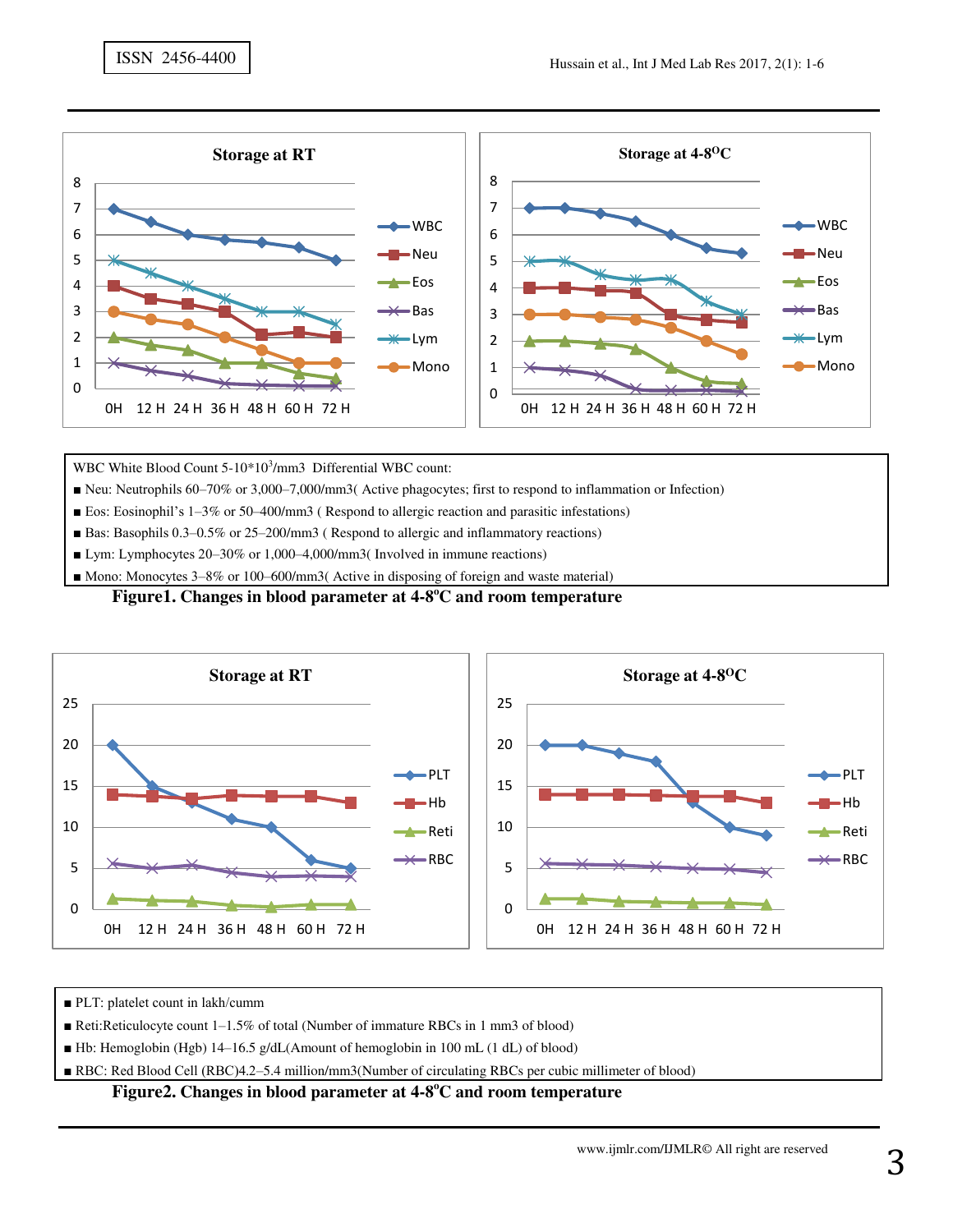WBC White Blood Count 5-10*$10^3$/mm3 Differential WBC count:

- Neu: Neutrophils 60–70% or 3,000–7,000/mm3( Active phagocytes; first to respond to inflammation or Infection)
- Eos: Eosinophil's 1–3% or 50–400/mm3 ( Respond to allergic reaction and parasitic infestations)
- Bas: Basophils 0.3–0.5% or 25–200/mm3 ( Respond to allergic and inflammatory reactions)
- Lym: Lymphocytes 20–30% or 1,000–4,000/mm3( Involved in immune reactions)
- Mono: Monocytes 3–8% or 100–600/mm3( Active in disposing of foreign and waste material)

**Figure1. Changes in blood parameter at 4-8ºC and room temperature**

- PLT: platelet count in lakh/cumm
- Reti:Reticulocyte count 1–1.5% of total (Number of immature RBCs in 1 mm3 of blood)
- Hb: Hemoglobin (Hgb) 14–16.5 g/dL(Amount of hemoglobin in 100 mL (1 dL) of blood)
- RBC: Red Blood Cell (RBC)4.2–5.4 million/mm3(Number of circulating RBCs per cubic millimeter of blood)

**Figure2. Changes in blood parameter at 4-8ºC and room temperature**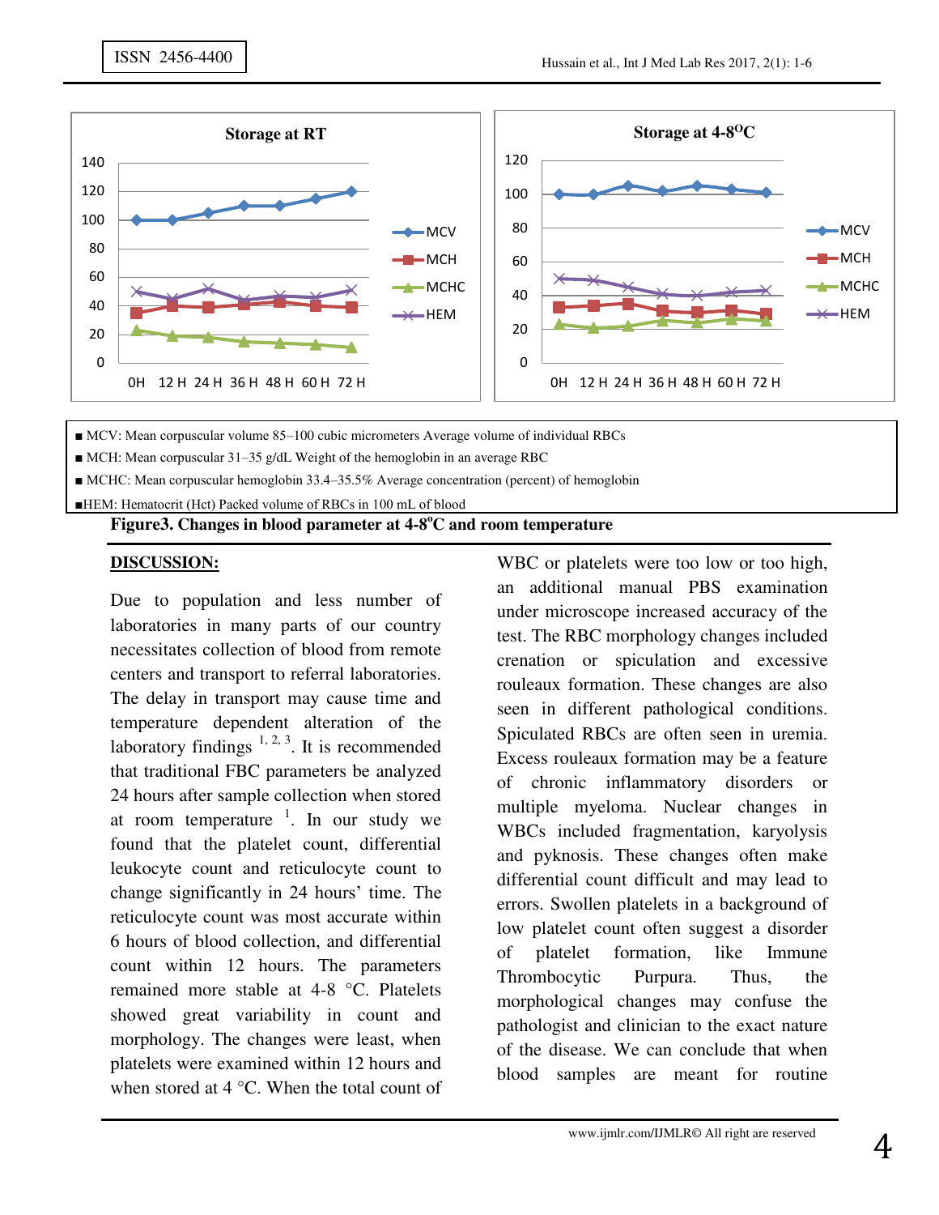■ MCV: Mean corpuscular volume 85–100 cubic micrometers Average volume of individual RBCs

■ MCH: Mean corpuscular 31–35 g/dL Weight of the hemoglobin in an average RBC

■ MCHC: Mean corpuscular hemoglobin 33.4–35.5% Average concentration (percent) of hemoglobin

■HEM: Hematocrit (Hct) Packed volume of RBCs in 100 mL of blood

**Figure3. Changes in blood parameter at 4-8°C and room temperature**

## DISCUSSION:

Due to population and less number of laboratories in many parts of our country necessitates collection of blood from remote centers and transport to referral laboratories. The delay in transport may cause time and temperature dependent alteration of the laboratory findings [1, 2, 3]. It is recommended that traditional FBC parameters be analyzed 24 hours after sample collection when stored at room temperature [1]. In our study we found that the platelet count, differential leukocyte count and reticulocyte count to change significantly in 24 hours' time. The reticulocyte count was most accurate within 6 hours of blood collection, and differential count within 12 hours. The parameters remained more stable at 4-8 °C. Platelets showed great variability in count and morphology. The changes were least, when platelets were examined within 12 hours and when stored at 4 °C. When the total count of WBC or platelets were too low or too high, an additional manual PBS examination under microscope increased accuracy of the test. The RBC morphology changes included crenation or spiculation and excessive rouleaux formation. These changes are also seen in different pathological conditions. Spiculated RBCs are often seen in uremia. Excess rouleaux formation may be a feature of chronic inflammatory disorders or multiple myeloma. Nuclear changes in WBCs included fragmentation, karyolysis and pyknosis. These changes often make differential count difficult and may lead to errors. Swollen platelets in a background of low platelet count often suggest a disorder of platelet formation, like Immune Thrombocytic Purpura. Thus, the morphological changes may confuse the pathologist and clinician to the exact nature of the disease. We can conclude that when blood samples are meant for routine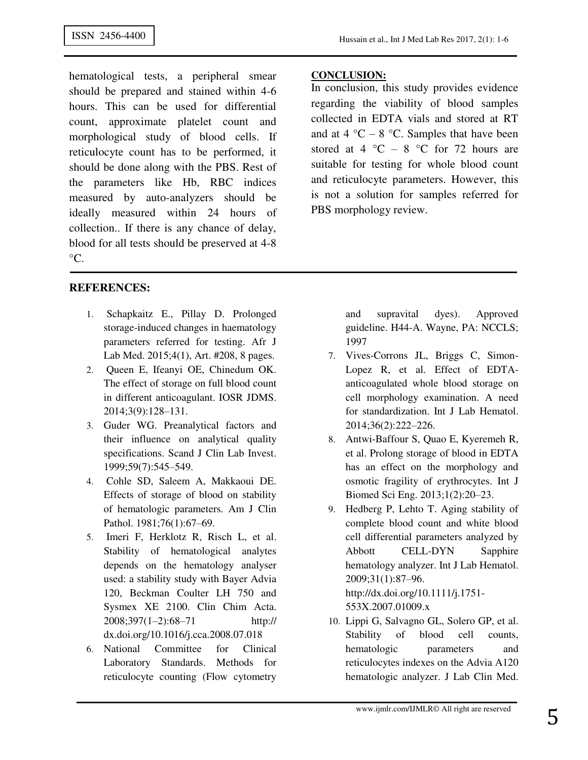hematological tests, a peripheral smear should be prepared and stained within 4-6 hours. This can be used for differential count, approximate platelet count and morphological study of blood cells. If reticulocyte count has to be performed, it should be done along with the PBS. Rest of the parameters like Hb, RBC indices measured by auto-analyzers should be ideally measured within 24 hours of collection.. If there is any chance of delay, blood for all tests should be preserved at 4-8 °C.

## CONCLUSION:

In conclusion, this study provides evidence regarding the viability of blood samples collected in EDTA vials and stored at RT and at 4 °C – 8 °C. Samples that have been stored at 4 °C – 8 °C for 72 hours are suitable for testing for whole blood count and reticulocyte parameters. However, this is not a solution for samples referred for PBS morphology review.

## REFERENCES:

1. Schapkaitz E., Pillay D. Prolonged storage-induced changes in haematology parameters referred for testing. Afr J Lab Med. 2015;4(1), Art. #208, 8 pages.
2. Queen E, Ifeanyi OE, Chinedum OK. The effect of storage on full blood count in different anticoagulant. IOSR JDMS. 2014;3(9):128–131.
3. Guder WG. Preanalytical factors and their influence on analytical quality specifications. Scand J Clin Lab Invest. 1999;59(7):545–549.
4. Cohle SD, Saleem A, Makkaoui DE. Effects of storage of blood on stability of hematologic parameters. Am J Clin Pathol. 1981;76(1):67–69.
5. Imeri F, Herklotz R, Risch L, et al. Stability of hematological analytes depends on the hematology analyser used: a stability study with Bayer Advia 120, Beckman Coulter LH 750 and Sysmex XE 2100. Clin Chim Acta. 2008;397(1–2):68–71 http://dx.doi.org/10.1016/j.cca.2008.07.018
6. National Committee for Clinical Laboratory Standards. Methods for reticulocyte counting (Flow cytometry and supravital dyes). Approved guideline. H44-A. Wayne, PA: NCCLS; 1997
7. Vives-Corrons JL, Briggs C, Simon-Lopez R, et al. Effect of EDTA-anticoagulated whole blood storage on cell morphology examination. A need for standardization. Int J Lab Hematol. 2014;36(2):222–226.
8. Antwi-Baffour S, Quao E, Kyeremeh R, et al. Prolong storage of blood in EDTA has an effect on the morphology and osmotic fragility of erythrocytes. Int J Biomed Sci Eng. 2013;1(2):20–23.
9. Hedberg P, Lehto T. Aging stability of complete blood count and white blood cell differential parameters analyzed by Abbott CELL-DYN Sapphire hematology analyzer. Int J Lab Hematol. 2009;31(1):87–96. http://dx.doi.org/10.1111/j.1751-553X.2007.01009.x
10. Lippi G, Salvagno GL, Solero GP, et al. Stability of blood cell counts, hematologic parameters and reticulocytes indexes on the Advia A120 hematologic analyzer. J Lab Clin Med.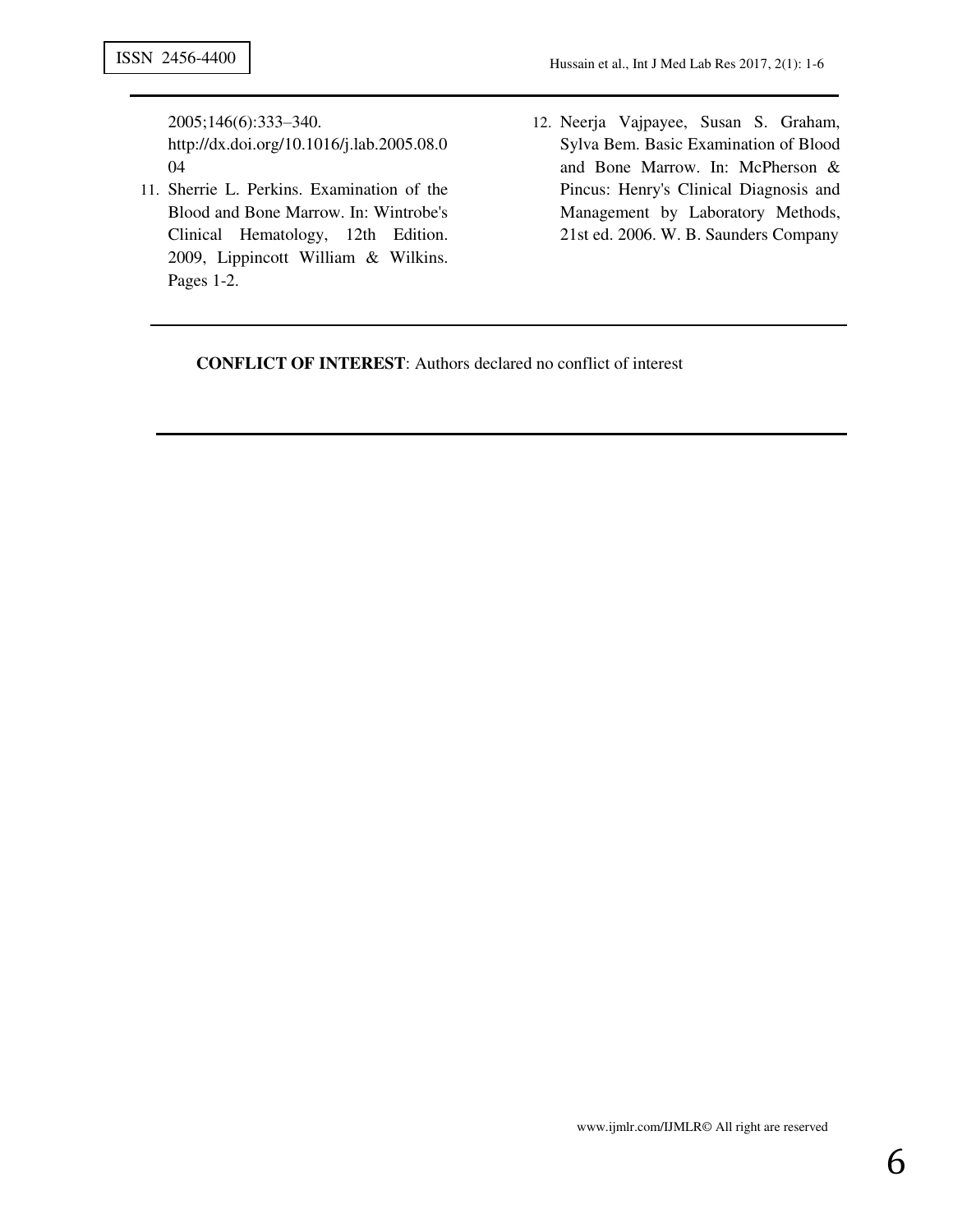2005;146(6):333–340. http://dx.doi.org/10.1016/j.lab.2005.08.004

11. Sherrie L. Perkins. Examination of the Blood and Bone Marrow. In: Wintrobe's Clinical Hematology, 12th Edition. 2009, Lippincott William & Wilkins. Pages 1-2.
12. Neerja Vajpayee, Susan S. Graham, Sylva Bem. Basic Examination of Blood and Bone Marrow. In: McPherson & Pincus: Henry's Clinical Diagnosis and Management by Laboratory Methods, 21st ed. 2006. W. B. Saunders Company

**CONFLICT OF INTEREST**: Authors declared no conflict of interest